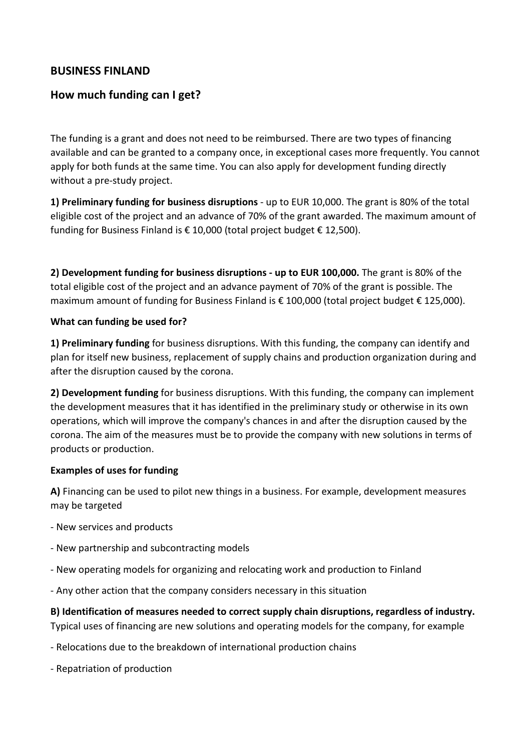## BUSINESS FINLAND

## How much funding can I get?

The funding is a grant and does not need to be reimbursed. There are two types of financing available and can be granted to a company once, in exceptional cases more frequently. You cannot apply for both funds at the same time. You can also apply for development funding directly without a pre-study project.

**1) Preliminary funding for business disruptions** - up to EUR 10,000. The grant is 80% of the total eligible cost of the project and an advance of 70% of the grant awarded. The maximum amount of funding for Business Finland is € 10,000 (total project budget € 12,500).

**2) Development funding for business disruptions - up to EUR 100,000.** The grant is 80% of the total eligible cost of the project and an advance payment of 70% of the grant is possible. The maximum amount of funding for Business Finland is € 100,000 (total project budget € 125,000).

**What can funding be used for?**

**1) Preliminary funding** for business disruptions. With this funding, the company can identify and plan for itself new business, replacement of supply chains and production organization during and after the disruption caused by the corona.

**2) Development funding** for business disruptions. With this funding, the company can implement the development measures that it has identified in the preliminary study or otherwise in its own operations, which will improve the company's chances in and after the disruption caused by the corona. The aim of the measures must be to provide the company with new solutions in terms of products or production.

**Examples of uses for funding**

**A)** Financing can be used to pilot new things in a business. For example, development measures may be targeted

- New services and products
- New partnership and subcontracting models
- New operating models for organizing and relocating work and production to Finland
- Any other action that the company considers necessary in this situation

**B) Identification of measures needed to correct supply chain disruptions, regardless of industry.** Typical uses of financing are new solutions and operating models for the company, for example

- Relocations due to the breakdown of international production chains
- Repatriation of production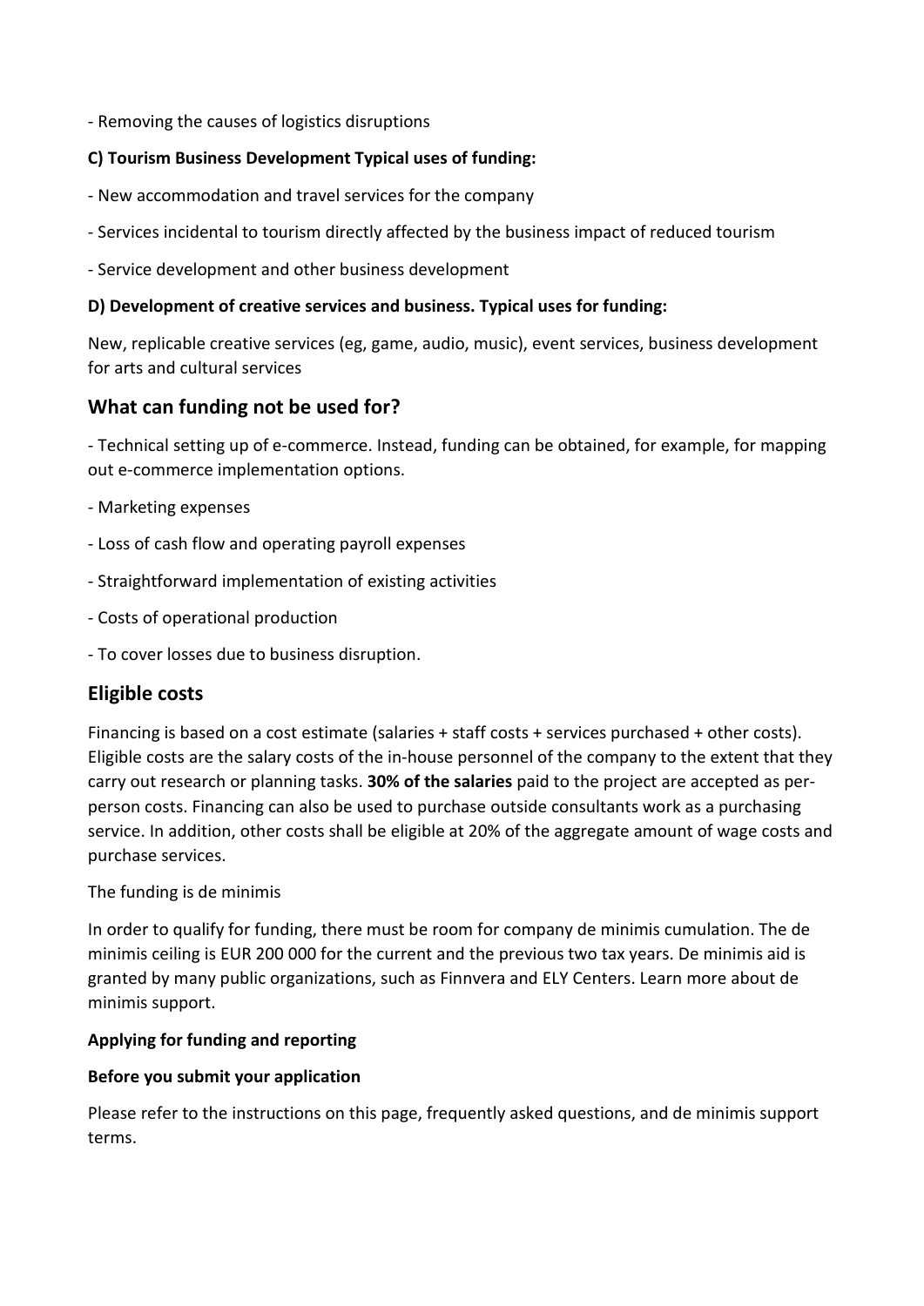- Removing the causes of logistics disruptions

**C) Tourism Business Development Typical uses of funding:**

- New accommodation and travel services for the company

- Services incidental to tourism directly affected by the business impact of reduced tourism

- Service development and other business development

**D) Development of creative services and business. Typical uses for funding:**

New, replicable creative services (eg, game, audio, music), event services, business development for arts and cultural services

## What can funding not be used for?

- Technical setting up of e-commerce. Instead, funding can be obtained, for example, for mapping out e-commerce implementation options.

- Marketing expenses

- Loss of cash flow and operating payroll expenses

- Straightforward implementation of existing activities

- Costs of operational production

- To cover losses due to business disruption.

## Eligible costs

Financing is based on a cost estimate (salaries + staff costs + services purchased + other costs). Eligible costs are the salary costs of the in-house personnel of the company to the extent that they carry out research or planning tasks. **30% of the salaries** paid to the project are accepted as per-person costs. Financing can also be used to purchase outside consultants work as a purchasing service. In addition, other costs shall be eligible at 20% of the aggregate amount of wage costs and purchase services.

The funding is de minimis

In order to qualify for funding, there must be room for company de minimis cumulation. The de minimis ceiling is EUR 200 000 for the current and the previous two tax years. De minimis aid is granted by many public organizations, such as Finnvera and ELY Centers. Learn more about de minimis support.

**Applying for funding and reporting**

**Before you submit your application**

Please refer to the instructions on this page, frequently asked questions, and de minimis support terms.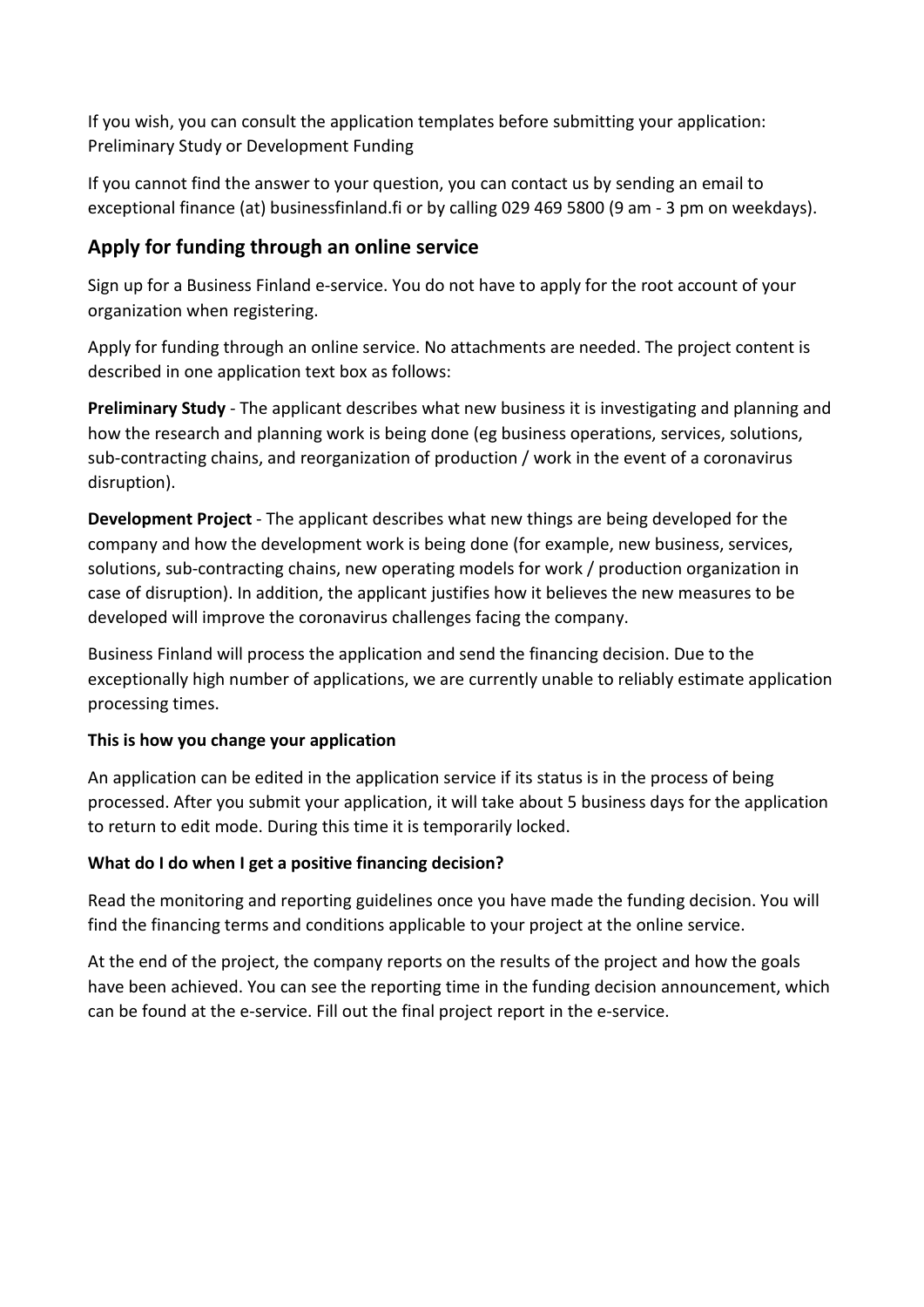If you wish, you can consult the application templates before submitting your application: Preliminary Study or Development Funding

If you cannot find the answer to your question, you can contact us by sending an email to exceptional finance (at) businessfinland.fi or by calling 029 469 5800 (9 am - 3 pm on weekdays).

## Apply for funding through an online service

Sign up for a Business Finland e-service. You do not have to apply for the root account of your organization when registering.

Apply for funding through an online service. No attachments are needed. The project content is described in one application text box as follows:

**Preliminary Study** - The applicant describes what new business it is investigating and planning and how the research and planning work is being done (eg business operations, services, solutions, sub-contracting chains, and reorganization of production / work in the event of a coronavirus disruption).

**Development Project** - The applicant describes what new things are being developed for the company and how the development work is being done (for example, new business, services, solutions, sub-contracting chains, new operating models for work / production organization in case of disruption). In addition, the applicant justifies how it believes the new measures to be developed will improve the coronavirus challenges facing the company.

Business Finland will process the application and send the financing decision. Due to the exceptionally high number of applications, we are currently unable to reliably estimate application processing times.

**This is how you change your application**

An application can be edited in the application service if its status is in the process of being processed. After you submit your application, it will take about 5 business days for the application to return to edit mode. During this time it is temporarily locked.

**What do I do when I get a positive financing decision?**

Read the monitoring and reporting guidelines once you have made the funding decision. You will find the financing terms and conditions applicable to your project at the online service.

At the end of the project, the company reports on the results of the project and how the goals have been achieved. You can see the reporting time in the funding decision announcement, which can be found at the e-service. Fill out the final project report in the e-service.